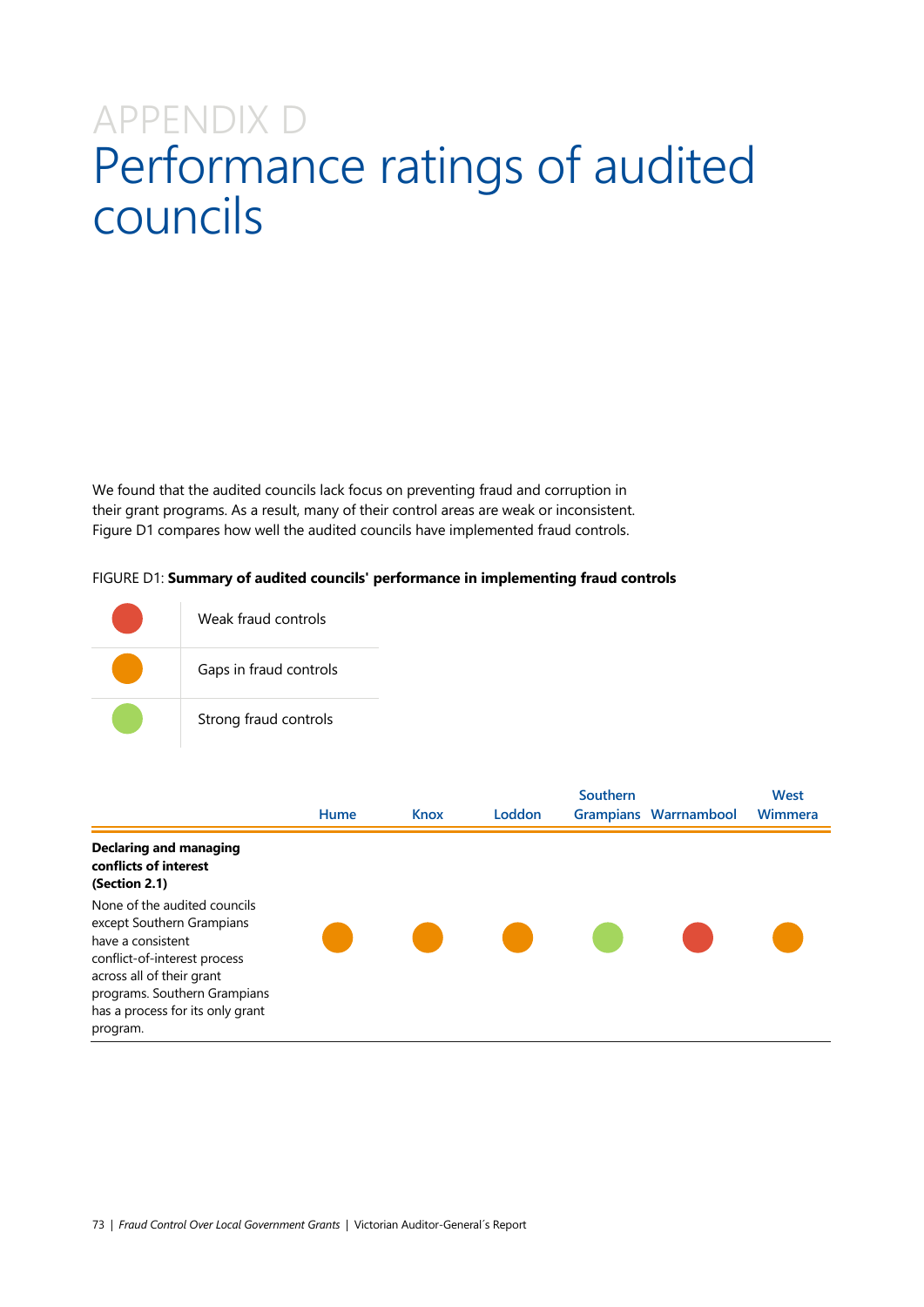# APPENDIX D
# Performance ratings of audited councils

We found that the audited councils lack focus on preventing fraud and corruption in their grant programs. As a result, many of their control areas are weak or inconsistent. Figure D1 compares how well the audited councils have implemented fraud controls.

FIGURE D1: **Summary of audited councils' performance in implementing fraud controls**

| | |
|---|---|
| 🔴 | Weak fraud controls |
| 🟠 | Gaps in fraud controls |
| 🟢 | Strong fraud controls |

| | Hume | Knox | Loddon | Southern Grampians | Warrnambool | West Wimmera |
|---|---|---|---|---|---|---|
| **Declaring and managing conflicts of interest (Section 2.1)** None of the audited councils except Southern Grampians have a consistent conflict-of-interest process across all of their grant programs. Southern Grampians has a process for its only grant program. | 🟠 | 🟠 | 🟠 | 🟢 | 🔴 | 🟠 |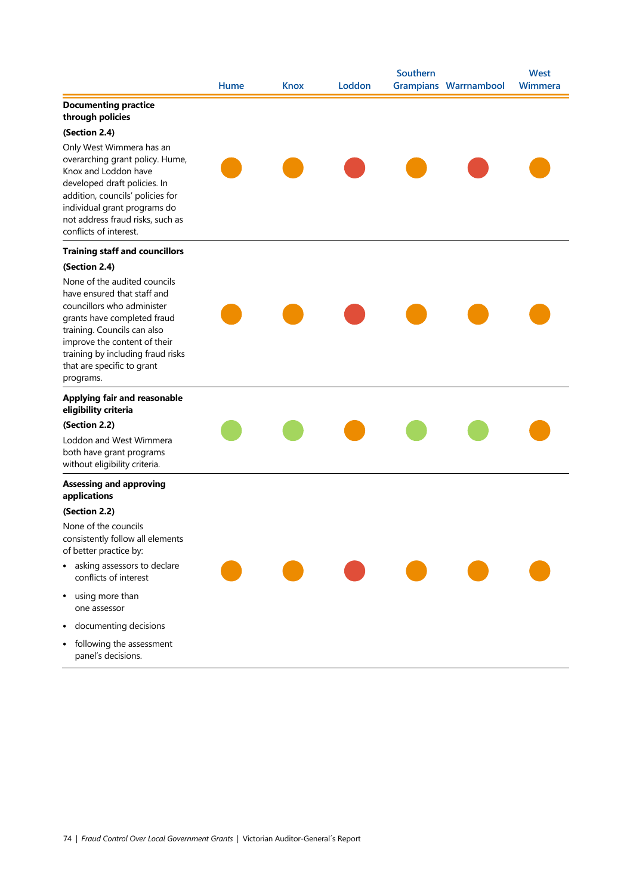| | Hume | Knox | Loddon | Southern Grampians | Warrnambool | West Wimmera |
|---|---|---|---|---|---|---|
| **Documenting practice through policies**<br>**(Section 2.4)**<br>Only West Wimmera has an overarching grant policy. Hume, Knox and Loddon have developed draft policies. In addition, councils' policies for individual grant programs do not address fraud risks, such as conflicts of interest. | Orange | Orange | Red | Orange | Red | Orange |
| **Training staff and councillors**<br>**(Section 2.4)**<br>None of the audited councils have ensured that staff and councillors who administer grants have completed fraud training. Councils can also improve the content of their training by including fraud risks that are specific to grant programs. | Orange | Orange | Red | Orange | Orange | Orange |
| **Applying fair and reasonable eligibility criteria**<br>**(Section 2.2)**<br>Loddon and West Wimmera both have grant programs without eligibility criteria. | Green | Green | Orange | Green | Green | Orange |
| **Assessing and approving applications**<br>**(Section 2.2)**<br>None of the councils consistently follow all elements of better practice by:<br>• asking assessors to declare conflicts of interest<br>• using more than one assessor<br>• documenting decisions<br>• following the assessment panel's decisions. | Orange | Orange | Red | Orange | Orange | Orange |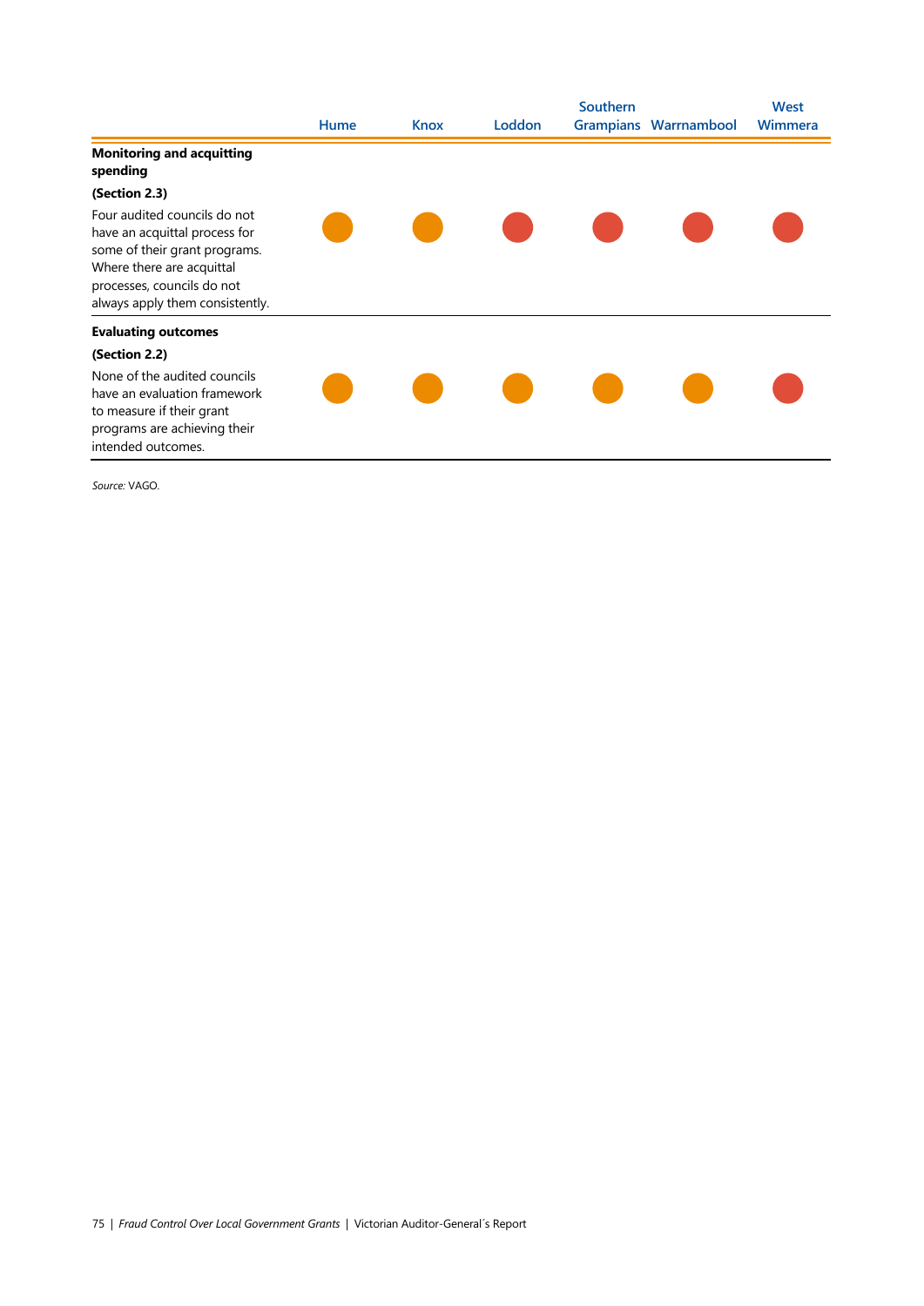| | Hume | Knox | Loddon | Southern Grampians | Warrnambool | West Wimmera |
|---|---|---|---|---|---|---|
| **Monitoring and acquitting spending** **(Section 2.3)** Four audited councils do not have an acquittal process for some of their grant programs. Where there are acquittal processes, councils do not always apply them consistently. | ● | ● | ● | ● | ● | ● |
| **Evaluating outcomes** **(Section 2.2)** None of the audited councils have an evaluation framework to measure if their grant programs are achieving their intended outcomes. | ● | ● | ● | ● | ● | ● |

*Source:* VAGO.